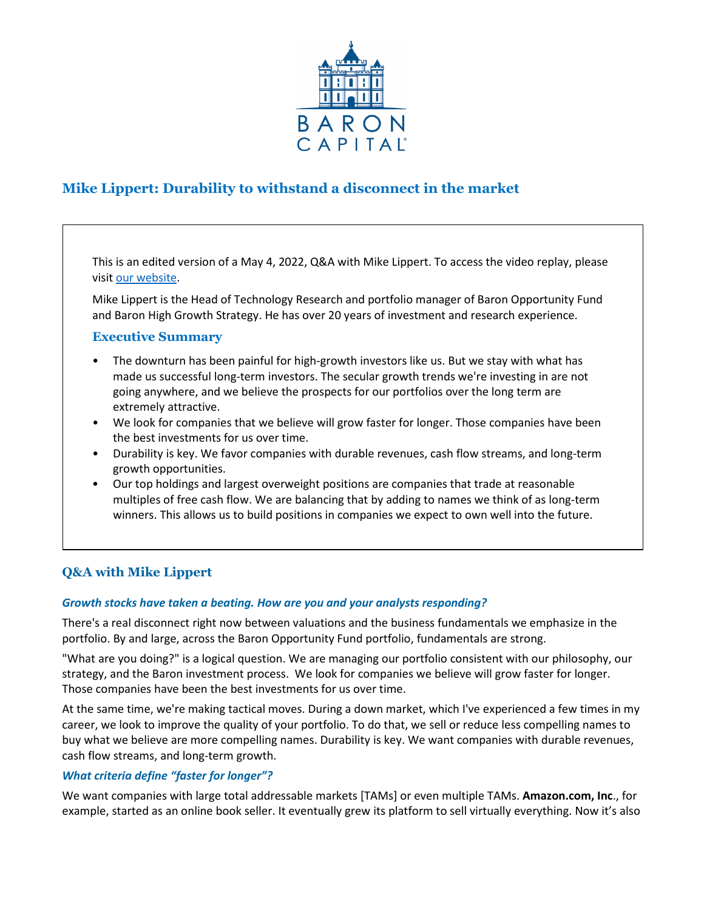# Mike Lippert: Durability to withstand a disconnect in the market

This is an edited version of a May 4, 2022, Q&A with Mike Lippert. To access the video replay, please visit [our website](our website).

Mike Lippert is the Head of Technology Research and portfolio manager of Baron Opportunity Fund and Baron High Growth Strategy. He has over 20 years of investment and research experience.

### Executive Summary

- The downturn has been painful for high-growth investors like us. But we stay with what has made us successful long-term investors. The secular growth trends we're investing in are not going anywhere, and we believe the prospects for our portfolios over the long term are extremely attractive.
- We look for companies that we believe will grow faster for longer. Those companies have been the best investments for us over time.
- Durability is key. We favor companies with durable revenues, cash flow streams, and long-term growth opportunities.
- Our top holdings and largest overweight positions are companies that trade at reasonable multiples of free cash flow. We are balancing that by adding to names we think of as long-term winners. This allows us to build positions in companies we expect to own well into the future.

## Q&A with Mike Lippert

***Growth stocks have taken a beating. How are you and your analysts responding?***

There's a real disconnect right now between valuations and the business fundamentals we emphasize in the portfolio. By and large, across the Baron Opportunity Fund portfolio, fundamentals are strong.

"What are you doing?" is a logical question. We are managing our portfolio consistent with our philosophy, our strategy, and the Baron investment process. We look for companies we believe will grow faster for longer. Those companies have been the best investments for us over time.

At the same time, we're making tactical moves. During a down market, which I've experienced a few times in my career, we look to improve the quality of your portfolio. To do that, we sell or reduce less compelling names to buy what we believe are more compelling names. Durability is key. We want companies with durable revenues, cash flow streams, and long-term growth.

***What criteria define "faster for longer"?***

We want companies with large total addressable markets [TAMs] or even multiple TAMs. **Amazon.com, Inc**., for example, started as an online book seller. It eventually grew its platform to sell virtually everything. Now it's also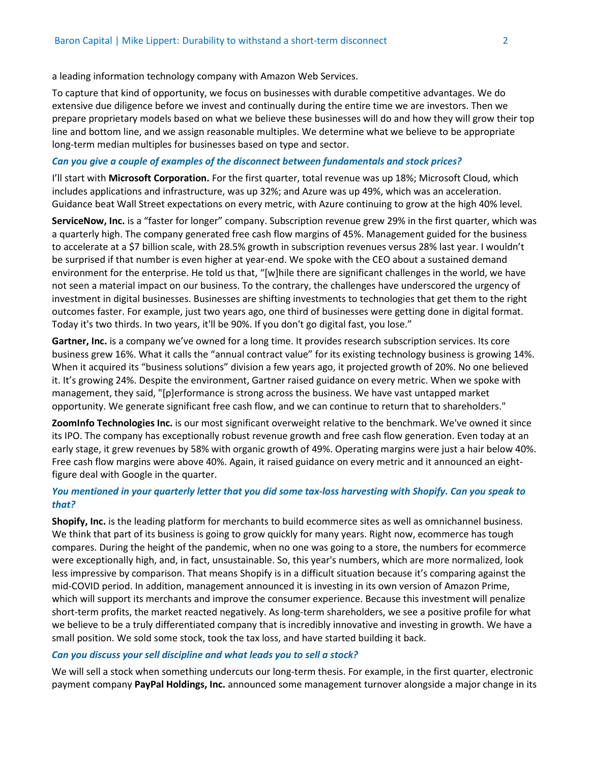a leading information technology company with Amazon Web Services.

To capture that kind of opportunity, we focus on businesses with durable competitive advantages. We do extensive due diligence before we invest and continually during the entire time we are investors. Then we prepare proprietary models based on what we believe these businesses will do and how they will grow their top line and bottom line, and we assign reasonable multiples. We determine what we believe to be appropriate long-term median multiples for businesses based on type and sector.

***Can you give a couple of examples of the disconnect between fundamentals and stock prices?***

I'll start with **Microsoft Corporation.** For the first quarter, total revenue was up 18%; Microsoft Cloud, which includes applications and infrastructure, was up 32%; and Azure was up 49%, which was an acceleration. Guidance beat Wall Street expectations on every metric, with Azure continuing to grow at the high 40% level.

**ServiceNow, Inc.** is a "faster for longer" company. Subscription revenue grew 29% in the first quarter, which was a quarterly high. The company generated free cash flow margins of 45%. Management guided for the business to accelerate at a $7 billion scale, with 28.5% growth in subscription revenues versus 28% last year. I wouldn't be surprised if that number is even higher at year-end. We spoke with the CEO about a sustained demand environment for the enterprise. He told us that, "[w]hile there are significant challenges in the world, we have not seen a material impact on our business. To the contrary, the challenges have underscored the urgency of investment in digital businesses. Businesses are shifting investments to technologies that get them to the right outcomes faster. For example, just two years ago, one third of businesses were getting done in digital format. Today it's two thirds. In two years, it'll be 90%. If you don't go digital fast, you lose."

**Gartner, Inc.** is a company we've owned for a long time. It provides research subscription services. Its core business grew 16%. What it calls the "annual contract value" for its existing technology business is growing 14%. When it acquired its "business solutions" division a few years ago, it projected growth of 20%. No one believed it. It's growing 24%. Despite the environment, Gartner raised guidance on every metric. When we spoke with management, they said, "[p]erformance is strong across the business. We have vast untapped market opportunity. We generate significant free cash flow, and we can continue to return that to shareholders."

**ZoomInfo Technologies Inc.** is our most significant overweight relative to the benchmark. We've owned it since its IPO. The company has exceptionally robust revenue growth and free cash flow generation. Even today at an early stage, it grew revenues by 58% with organic growth of 49%. Operating margins were just a hair below 40%. Free cash flow margins were above 40%. Again, it raised guidance on every metric and it announced an eight-figure deal with Google in the quarter.

***You mentioned in your quarterly letter that you did some tax-loss harvesting with Shopify. Can you speak to that?***

**Shopify, Inc.** is the leading platform for merchants to build ecommerce sites as well as omnichannel business. We think that part of its business is going to grow quickly for many years. Right now, ecommerce has tough compares. During the height of the pandemic, when no one was going to a store, the numbers for ecommerce were exceptionally high, and, in fact, unsustainable. So, this year's numbers, which are more normalized, look less impressive by comparison. That means Shopify is in a difficult situation because it's comparing against the mid-COVID period. In addition, management announced it is investing in its own version of Amazon Prime, which will support its merchants and improve the consumer experience. Because this investment will penalize short-term profits, the market reacted negatively. As long-term shareholders, we see a positive profile for what we believe to be a truly differentiated company that is incredibly innovative and investing in growth. We have a small position. We sold some stock, took the tax loss, and have started building it back.

***Can you discuss your sell discipline and what leads you to sell a stock?***

We will sell a stock when something undercuts our long-term thesis. For example, in the first quarter, electronic payment company **PayPal Holdings, Inc.** announced some management turnover alongside a major change in its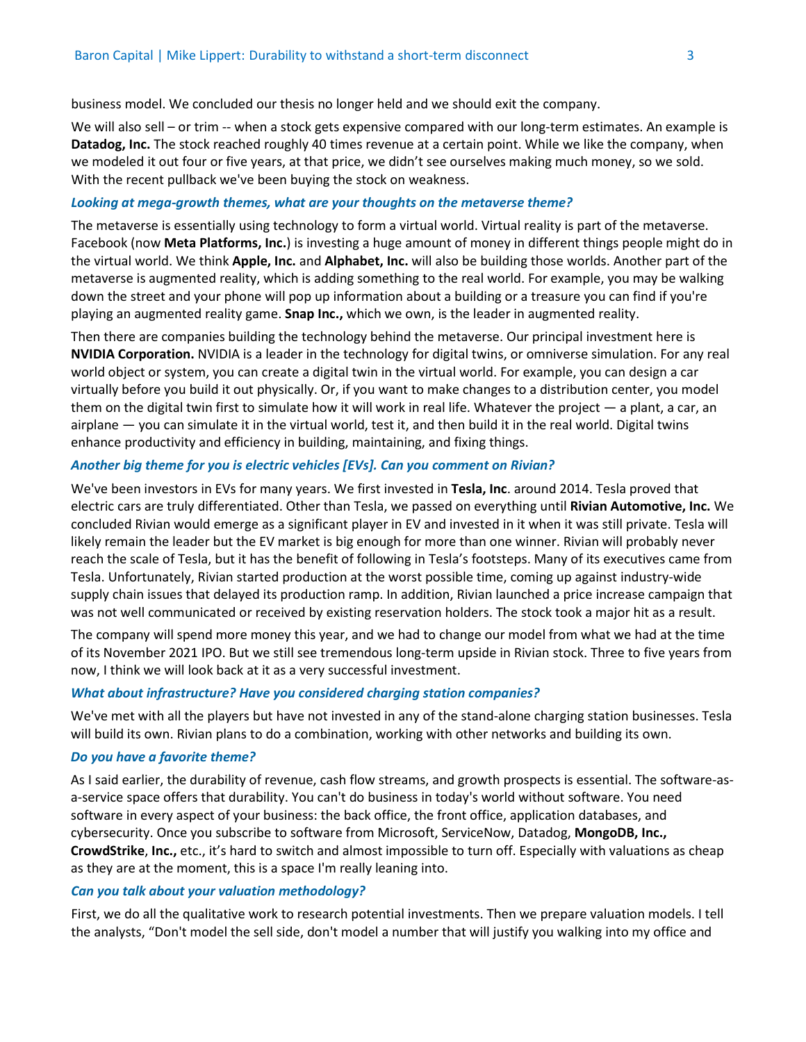business model. We concluded our thesis no longer held and we should exit the company.

We will also sell – or trim -- when a stock gets expensive compared with our long-term estimates. An example is **Datadog, Inc.** The stock reached roughly 40 times revenue at a certain point. While we like the company, when we modeled it out four or five years, at that price, we didn't see ourselves making much money, so we sold. With the recent pullback we've been buying the stock on weakness.

***Looking at mega-growth themes, what are your thoughts on the metaverse theme?***

The metaverse is essentially using technology to form a virtual world. Virtual reality is part of the metaverse. Facebook (now **Meta Platforms, Inc.**) is investing a huge amount of money in different things people might do in the virtual world. We think **Apple, Inc.** and **Alphabet, Inc.** will also be building those worlds. Another part of the metaverse is augmented reality, which is adding something to the real world. For example, you may be walking down the street and your phone will pop up information about a building or a treasure you can find if you're playing an augmented reality game. **Snap Inc.,** which we own, is the leader in augmented reality.

Then there are companies building the technology behind the metaverse. Our principal investment here is **NVIDIA Corporation.** NVIDIA is a leader in the technology for digital twins, or omniverse simulation. For any real world object or system, you can create a digital twin in the virtual world. For example, you can design a car virtually before you build it out physically. Or, if you want to make changes to a distribution center, you model them on the digital twin first to simulate how it will work in real life. Whatever the project — a plant, a car, an airplane — you can simulate it in the virtual world, test it, and then build it in the real world. Digital twins enhance productivity and efficiency in building, maintaining, and fixing things.

***Another big theme for you is electric vehicles [EVs]. Can you comment on Rivian?***

We've been investors in EVs for many years. We first invested in **Tesla, Inc**. around 2014. Tesla proved that electric cars are truly differentiated. Other than Tesla, we passed on everything until **Rivian Automotive, Inc.** We concluded Rivian would emerge as a significant player in EV and invested in it when it was still private. Tesla will likely remain the leader but the EV market is big enough for more than one winner. Rivian will probably never reach the scale of Tesla, but it has the benefit of following in Tesla's footsteps. Many of its executives came from Tesla. Unfortunately, Rivian started production at the worst possible time, coming up against industry-wide supply chain issues that delayed its production ramp. In addition, Rivian launched a price increase campaign that was not well communicated or received by existing reservation holders. The stock took a major hit as a result.

The company will spend more money this year, and we had to change our model from what we had at the time of its November 2021 IPO. But we still see tremendous long-term upside in Rivian stock. Three to five years from now, I think we will look back at it as a very successful investment.

***What about infrastructure? Have you considered charging station companies?***

We've met with all the players but have not invested in any of the stand-alone charging station businesses. Tesla will build its own. Rivian plans to do a combination, working with other networks and building its own.

***Do you have a favorite theme?***

As I said earlier, the durability of revenue, cash flow streams, and growth prospects is essential. The software-as-a-service space offers that durability. You can't do business in today's world without software. You need software in every aspect of your business: the back office, the front office, application databases, and cybersecurity. Once you subscribe to software from Microsoft, ServiceNow, Datadog, **MongoDB, Inc., CrowdStrike**, **Inc.,** etc., it's hard to switch and almost impossible to turn off. Especially with valuations as cheap as they are at the moment, this is a space I'm really leaning into.

***Can you talk about your valuation methodology?***

First, we do all the qualitative work to research potential investments. Then we prepare valuation models. I tell the analysts, "Don't model the sell side, don't model a number that will justify you walking into my office and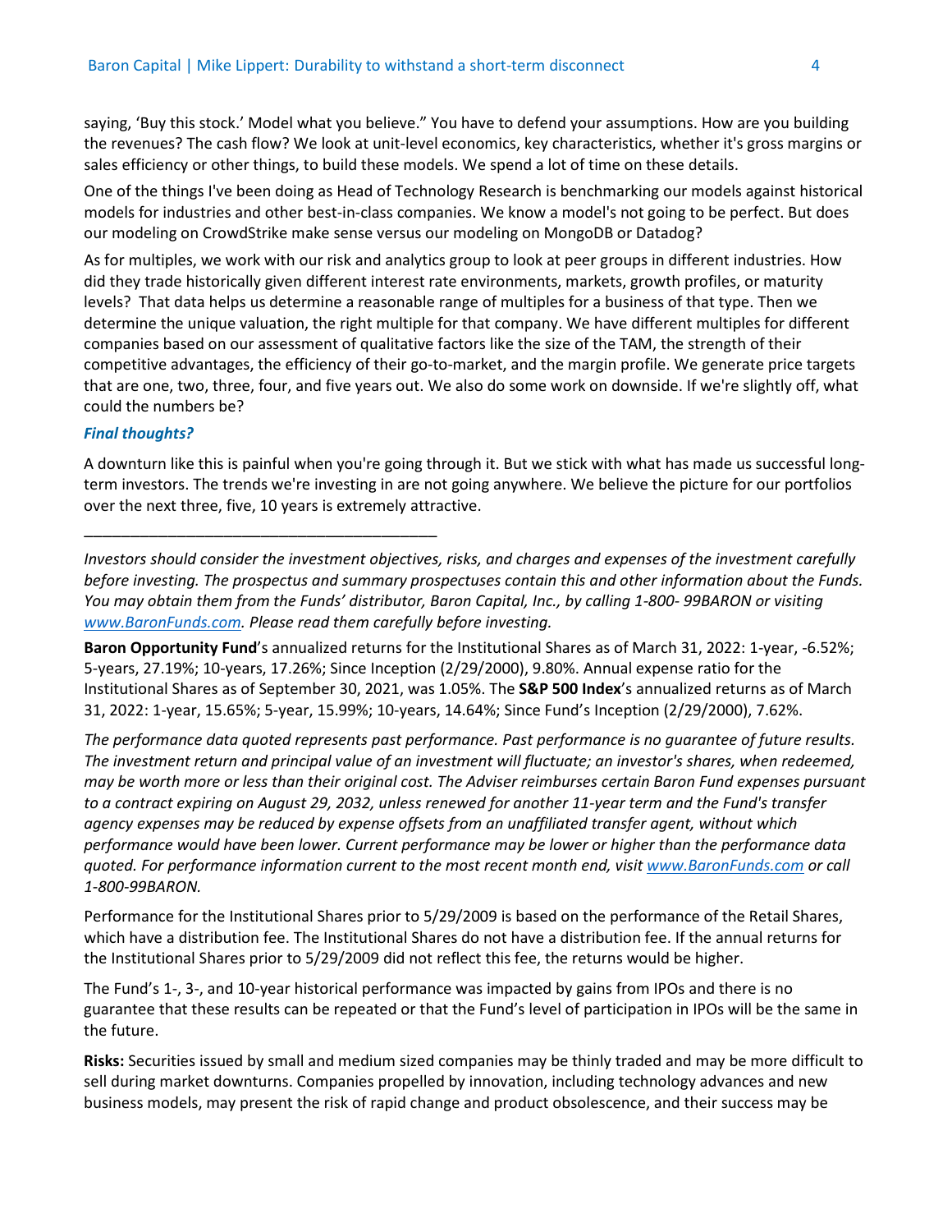saying, 'Buy this stock.' Model what you believe." You have to defend your assumptions. How are you building the revenues? The cash flow? We look at unit-level economics, key characteristics, whether it's gross margins or sales efficiency or other things, to build these models. We spend a lot of time on these details.

One of the things I've been doing as Head of Technology Research is benchmarking our models against historical models for industries and other best-in-class companies. We know a model's not going to be perfect. But does our modeling on CrowdStrike make sense versus our modeling on MongoDB or Datadog?

As for multiples, we work with our risk and analytics group to look at peer groups in different industries. How did they trade historically given different interest rate environments, markets, growth profiles, or maturity levels? That data helps us determine a reasonable range of multiples for a business of that type. Then we determine the unique valuation, the right multiple for that company. We have different multiples for different companies based on our assessment of qualitative factors like the size of the TAM, the strength of their competitive advantages, the efficiency of their go-to-market, and the margin profile. We generate price targets that are one, two, three, four, and five years out. We also do some work on downside. If we're slightly off, what could the numbers be?

### *Final thoughts?*

A downturn like this is painful when you're going through it. But we stick with what has made us successful long-term investors. The trends we're investing in are not going anywhere. We believe the picture for our portfolios over the next three, five, 10 years is extremely attractive.

---

*Investors should consider the investment objectives, risks, and charges and expenses of the investment carefully before investing. The prospectus and summary prospectuses contain this and other information about the Funds. You may obtain them from the Funds' distributor, Baron Capital, Inc., by calling 1-800- 99BARON or visiting [www.BaronFunds.com](www.BaronFunds.com). Please read them carefully before investing.*

**Baron Opportunity Fund**'s annualized returns for the Institutional Shares as of March 31, 2022: 1-year, -6.52%; 5-years, 27.19%; 10-years, 17.26%; Since Inception (2/29/2000), 9.80%. Annual expense ratio for the Institutional Shares as of September 30, 2021, was 1.05%. The **S&P 500 Index**'s annualized returns as of March 31, 2022: 1-year, 15.65%; 5-year, 15.99%; 10-years, 14.64%; Since Fund's Inception (2/29/2000), 7.62%.

*The performance data quoted represents past performance. Past performance is no guarantee of future results. The investment return and principal value of an investment will fluctuate; an investor's shares, when redeemed, may be worth more or less than their original cost. The Adviser reimburses certain Baron Fund expenses pursuant to a contract expiring on August 29, 2032, unless renewed for another 11-year term and the Fund's transfer agency expenses may be reduced by expense offsets from an unaffiliated transfer agent, without which performance would have been lower. Current performance may be lower or higher than the performance data quoted. For performance information current to the most recent month end, visit [www.BaronFunds.com](www.BaronFunds.com) or call 1-800-99BARON.*

Performance for the Institutional Shares prior to 5/29/2009 is based on the performance of the Retail Shares, which have a distribution fee. The Institutional Shares do not have a distribution fee. If the annual returns for the Institutional Shares prior to 5/29/2009 did not reflect this fee, the returns would be higher.

The Fund's 1-, 3-, and 10-year historical performance was impacted by gains from IPOs and there is no guarantee that these results can be repeated or that the Fund's level of participation in IPOs will be the same in the future.

**Risks:** Securities issued by small and medium sized companies may be thinly traded and may be more difficult to sell during market downturns. Companies propelled by innovation, including technology advances and new business models, may present the risk of rapid change and product obsolescence, and their success may be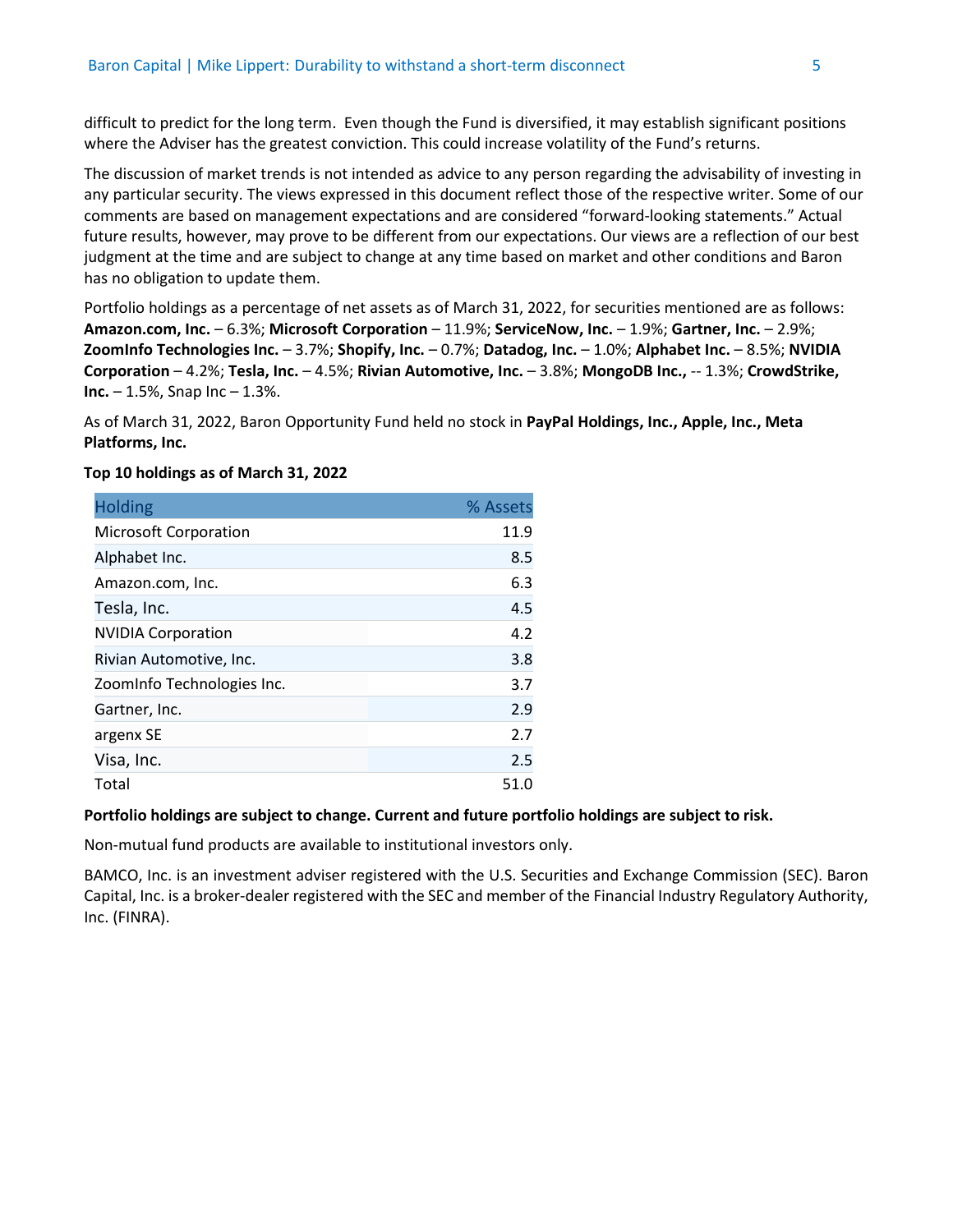difficult to predict for the long term. Even though the Fund is diversified, it may establish significant positions where the Adviser has the greatest conviction. This could increase volatility of the Fund's returns.

The discussion of market trends is not intended as advice to any person regarding the advisability of investing in any particular security. The views expressed in this document reflect those of the respective writer. Some of our comments are based on management expectations and are considered "forward-looking statements." Actual future results, however, may prove to be different from our expectations. Our views are a reflection of our best judgment at the time and are subject to change at any time based on market and other conditions and Baron has no obligation to update them.

Portfolio holdings as a percentage of net assets as of March 31, 2022, for securities mentioned are as follows: **Amazon.com, Inc.** – 6.3%; **Microsoft Corporation** – 11.9%; **ServiceNow, Inc.** – 1.9%; **Gartner, Inc.** – 2.9%; **ZoomInfo Technologies Inc.** – 3.7%; **Shopify, Inc.** – 0.7%; **Datadog, Inc.** – 1.0%; **Alphabet Inc.** – 8.5%; **NVIDIA Corporation** – 4.2%; **Tesla, Inc.** – 4.5%; **Rivian Automotive, Inc.** – 3.8%; **MongoDB Inc.,** -- 1.3%; **CrowdStrike, Inc.** – 1.5%, Snap Inc – 1.3%.

As of March 31, 2022, Baron Opportunity Fund held no stock in **PayPal Holdings, Inc., Apple, Inc., Meta Platforms, Inc.**

**Top 10 holdings as of March 31, 2022**

| Holding | % Assets |
|---|---|
| Microsoft Corporation | 11.9 |
| Alphabet Inc. | 8.5 |
| Amazon.com, Inc. | 6.3 |
| Tesla, Inc. | 4.5 |
| NVIDIA Corporation | 4.2 |
| Rivian Automotive, Inc. | 3.8 |
| ZoomInfo Technologies Inc. | 3.7 |
| Gartner, Inc. | 2.9 |
| argenx SE | 2.7 |
| Visa, Inc. | 2.5 |
| Total | 51.0 |

**Portfolio holdings are subject to change. Current and future portfolio holdings are subject to risk.**

Non-mutual fund products are available to institutional investors only.

BAMCO, Inc. is an investment adviser registered with the U.S. Securities and Exchange Commission (SEC). Baron Capital, Inc. is a broker-dealer registered with the SEC and member of the Financial Industry Regulatory Authority, Inc. (FINRA).